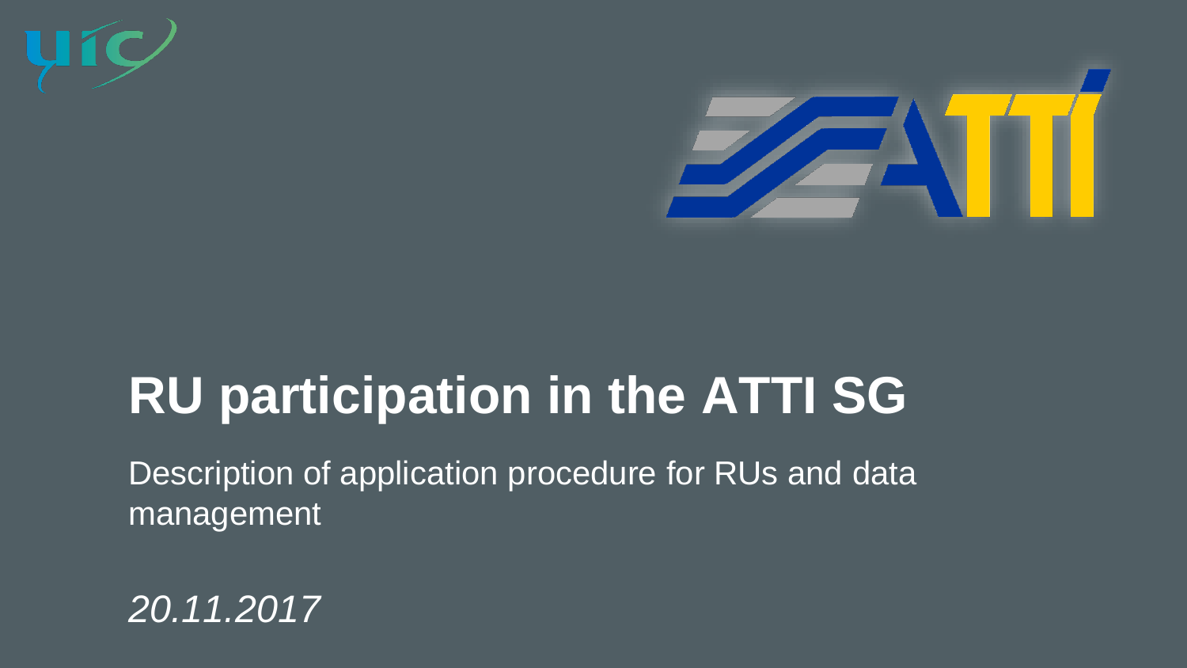# RU participation in the ATTI SG

Description of application procedure for RUs and data management

*20.11.2017*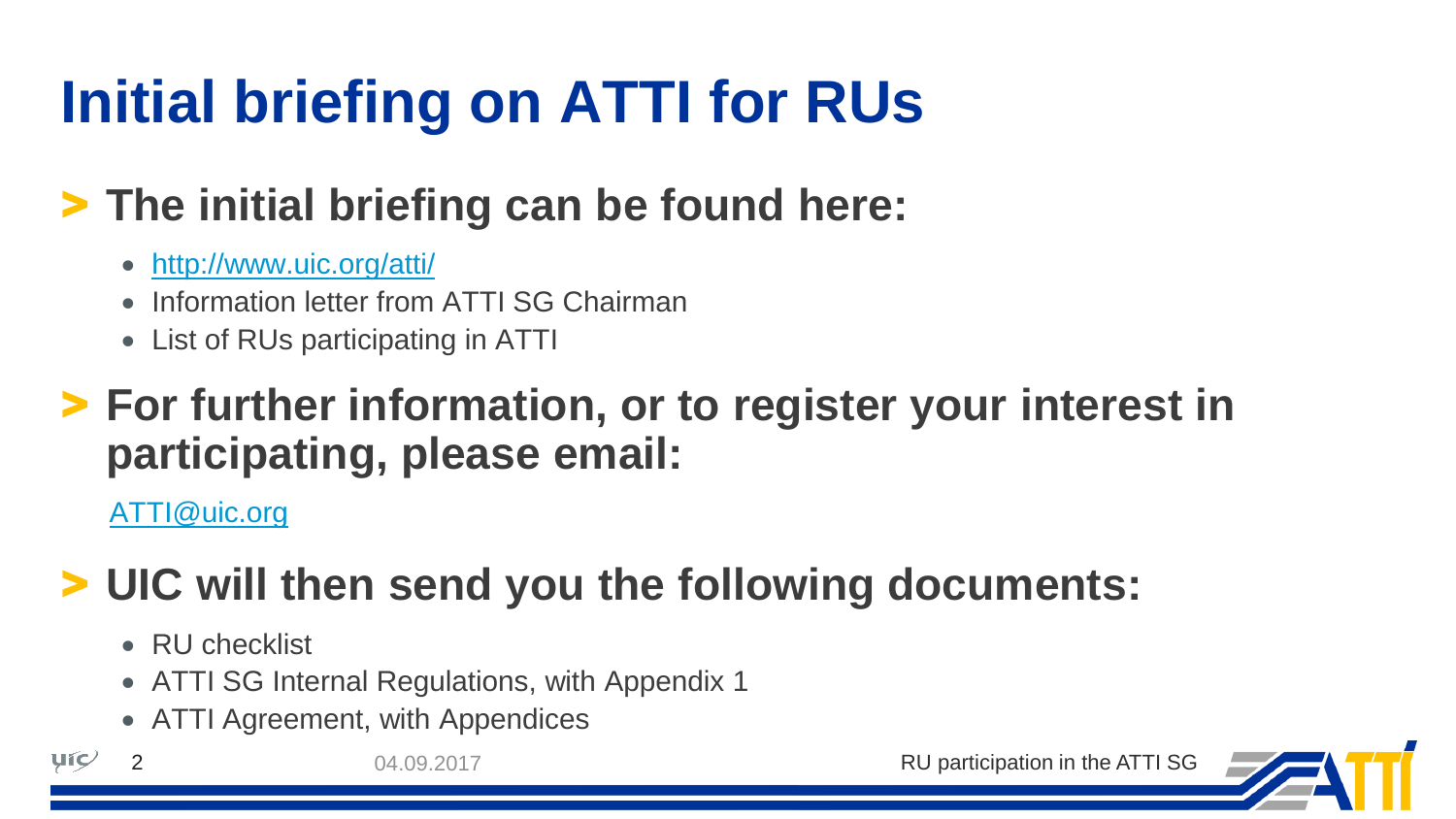# Initial briefing on ATTI for RUs

## > The initial briefing can be found here:

- http://www.uic.org/atti/
- Information letter from ATTI SG Chairman
- List of RUs participating in ATTI

## > For further information, or to register your interest in participating, please email:

ATTI@uic.org

## > UIC will then send you the following documents:

- RU checklist
- ATTI SG Internal Regulations, with Appendix 1
- ATTI Agreement, with Appendices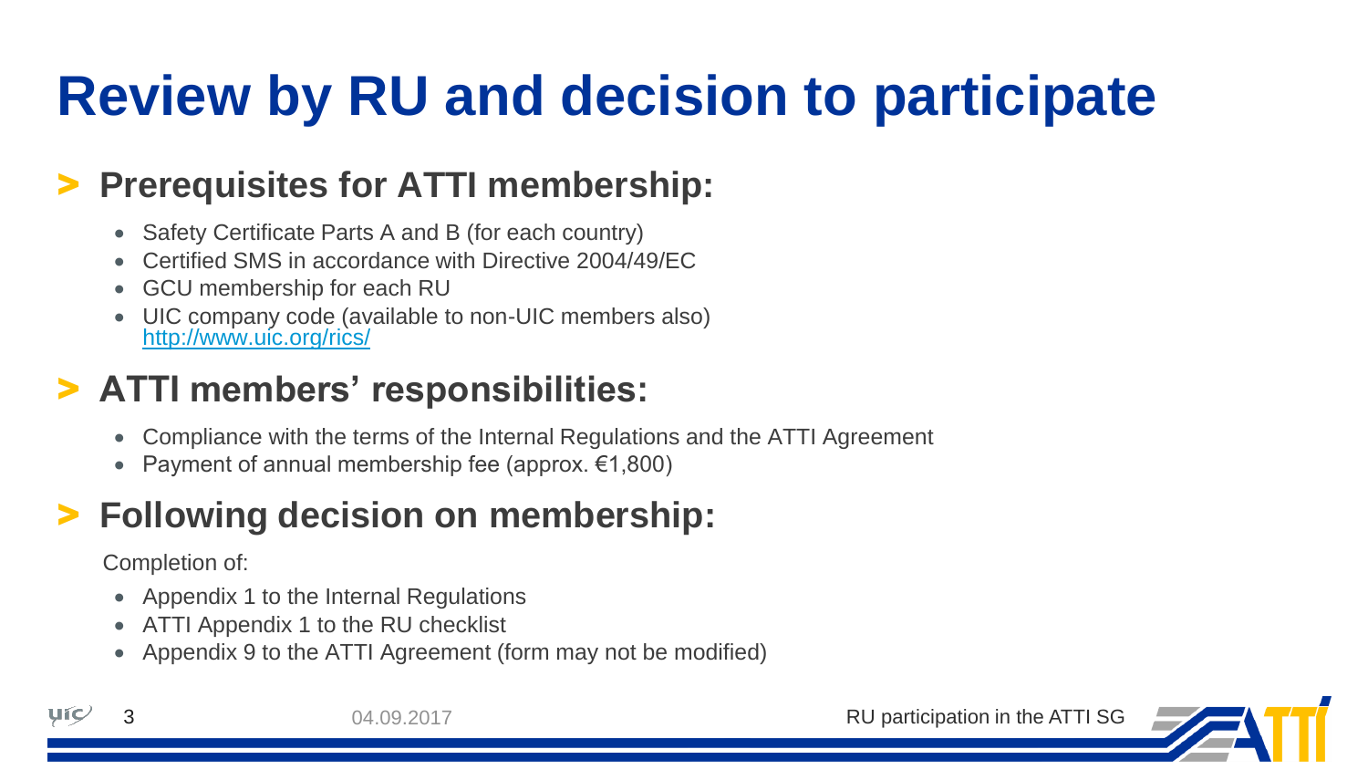# Review by RU and decision to participate

## Prerequisites for ATTI membership:

- Safety Certificate Parts A and B (for each country)
- Certified SMS in accordance with Directive 2004/49/EC
- GCU membership for each RU
- UIC company code (available to non-UIC members also) http://www.uic.org/rics/

## ATTI members' responsibilities:

- Compliance with the terms of the Internal Regulations and the ATTI Agreement
- Payment of annual membership fee (approx. €1,800)

## Following decision on membership:

Completion of:

- Appendix 1 to the Internal Regulations
- ATTI Appendix 1 to the RU checklist
- Appendix 9 to the ATTI Agreement (form may not be modified)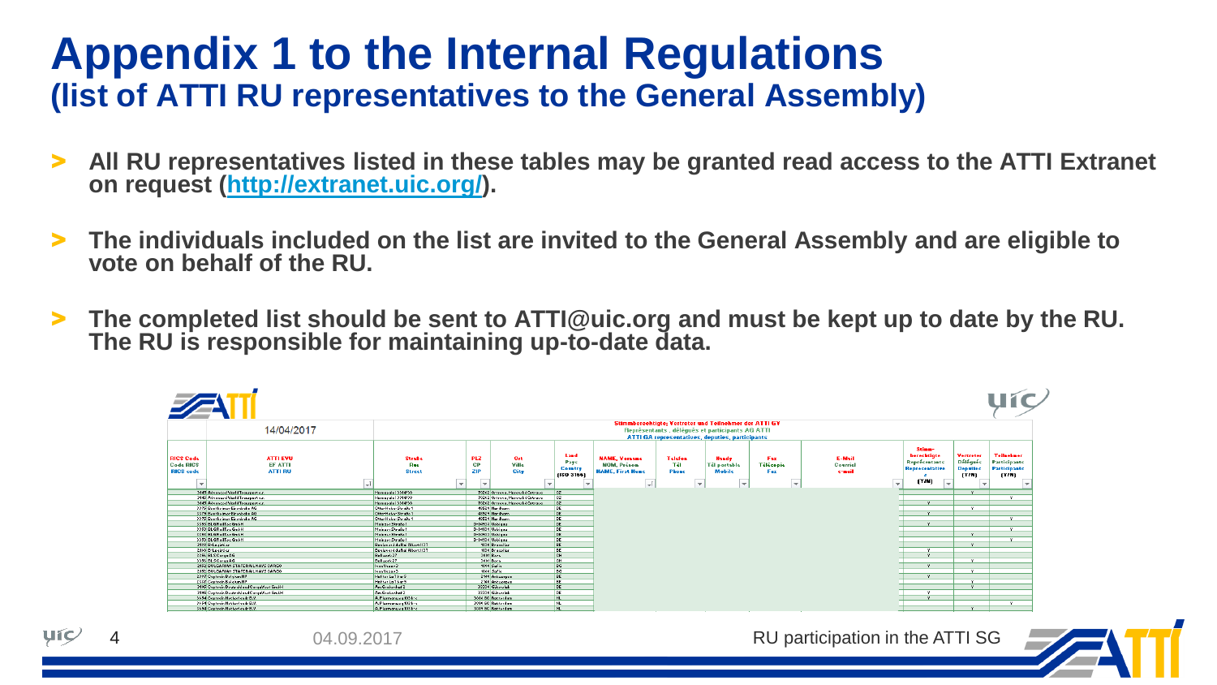# Appendix 1 to the Internal Regulations
## (list of ATTI RU representatives to the General Assembly)

- **All RU representatives listed in these tables may be granted read access to the ATTI Extranet on request (http://extranet.uic.org/).**
- **The individuals included on the list are invited to the General Assembly and are eligible to vote on behalf of the RU.**
- **The completed list should be sent to ATTI@uic.org and must be kept up to date by the RU. The RU is responsible for maintaining up-to-date data.**

14/04/2017

**Stimmberechtigte; Vertreter und Teilnehmer der ATTI GV**
**Représentants, délégués et participants AG ATTI**
**ATTI GA representatives, deputies, participants**

| RICS Code / Code RICS / RICS code | ATTI EVU / EF ATTI / ATTI RU | Straße / Rue / Street | PLZ / CP / ZIP | Ort / Ville / City | Land / Pays / Country (ISO 3166) | NAME, Vorname / NOM, Prénom / NAME, First Name | Telefon / Tél / Phone | Handy / Tél portable / Mobile | Fax / Télécopie / Fax | E-Mail / Courriel / e-mail | Stimmberechtigte / Représentante / Representative (Y/N) | Vertreter / Délégués / Deputies (Y/N) | Teilnehmer / Participants / Participants (Y/N) |
|---|---|---|---|---|---|---|---|---|---|---|---|---|---|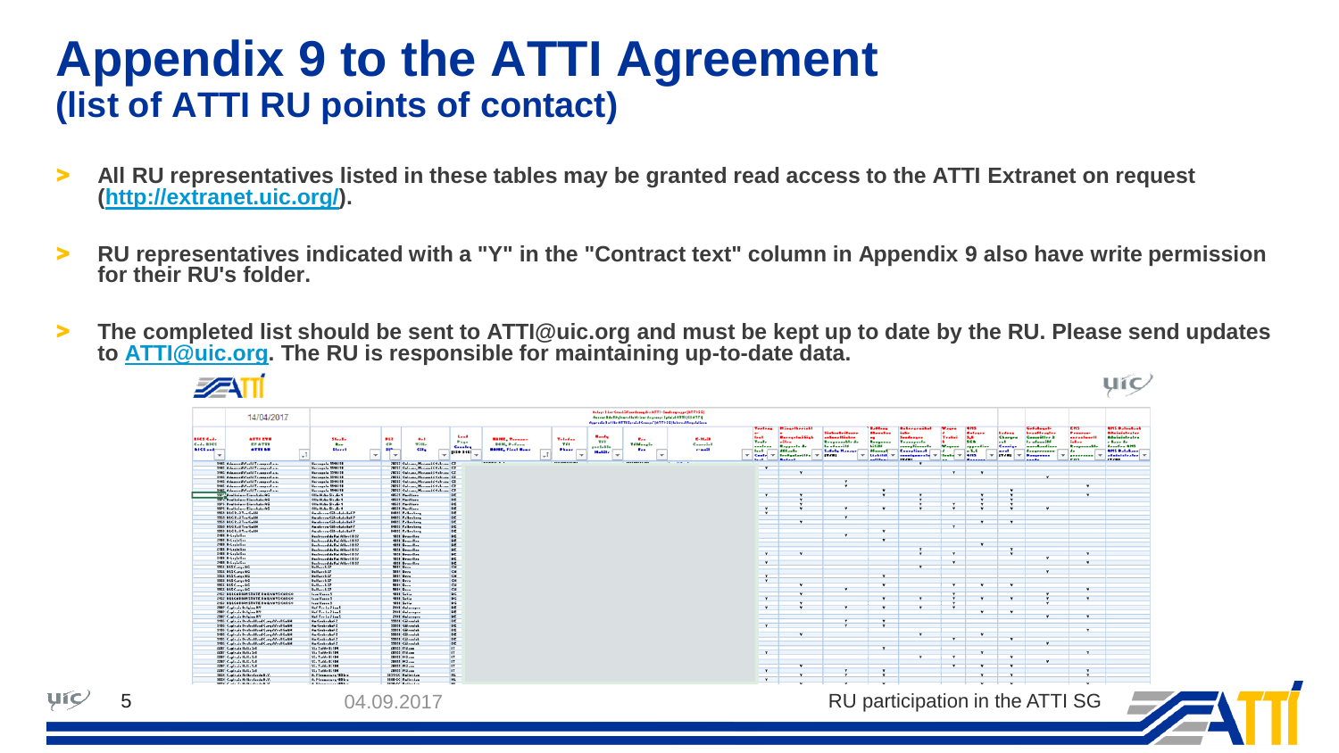# Appendix 9 to the ATTI Agreement
## (list of ATTI RU points of contact)

- All RU representatives listed in these tables may be granted read access to the ATTI Extranet on request (http://extranet.uic.org/).
- RU representatives indicated with a "Y" in the "Contract text" column in Appendix 9 also have write permission for their RU's folder.
- The completed list should be sent to ATTI@uic.org and must be kept up to date by the RU. Please send updates to ATTI@uic.org. The RU is responsible for maintaining up-to-date data.

14/04/2017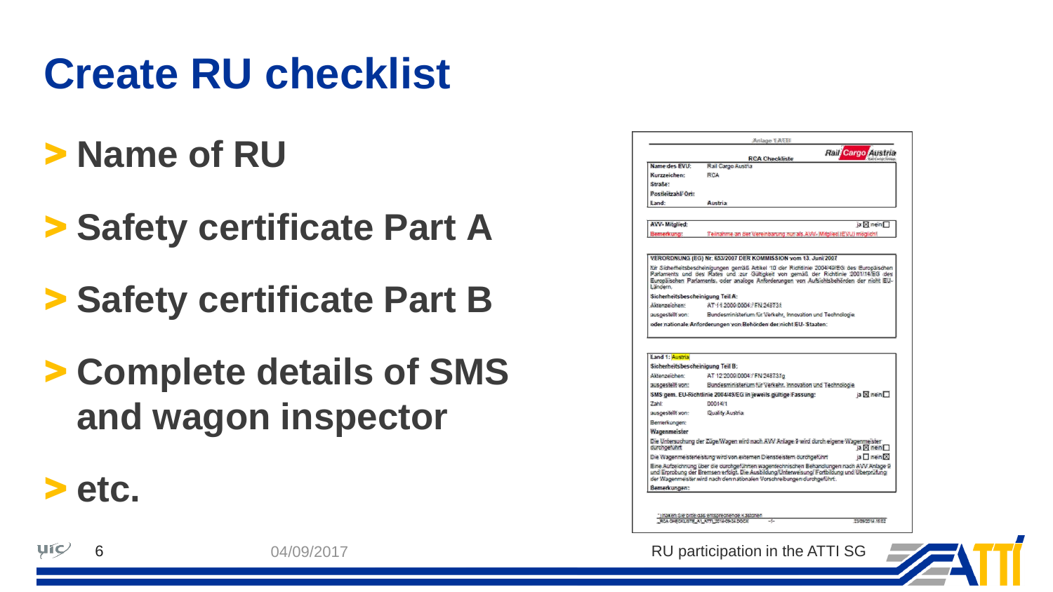# Create RU checklist

- Name of RU
- Safety certificate Part A
- Safety certificate Part B
- Complete details of SMS and wagon inspector
- etc.

Anlage 1 ATTI

**RCA Checkliste**

Rail Cargo Austria

| | |
|---|---|
| Name des EVU: | Rail Cargo Austria |
| Kurzzeichen: | RCA |
| Straße: | |
| Postleitzahl/ Ort: | |
| Land: | Austria |

| | |
|---|---|
| AVV- Mitglied: | ja ☒ nein ☐ |
| Bemerkung: | Teilnahme an der Vereinbarung nur als AVV- Mitglied (EVU) möglich! |

**VERORDNUNG (EG) Nr. 653/2007 DER KOMMISSION vom 13. Juni 2007**

für Sicherheitsbescheinigungen gemäß Artikel 10 der Richtlinie 2004/49/EG des Europäischen Parlaments und des Rates und zur Gültigkeit von gemäß der Richtlinie 2001/14/EG des Europäischen Parlaments, oder analoge Anforderungen von Aufsichtsbehörden der nicht EU-Ländern.

**Sicherheitsbescheinigung Teil A:**

| | |
|---|---|
| Aktenzeichen: | AT 11 2009 0004 / FN 248731 |
| ausgestellt von: | Bundesministerium für Verkehr, Innovation und Technologie |

oder nationale Anforderungen von Behörden der nicht EU- Staaten:

**Land 1:** Austria

**Sicherheitsbescheinigung Teil B:**

| | |
|---|---|
| Aktenzeichen: | AT 12 2009 0004 / FN 248731g |
| ausgestellt von: | Bundesministerium für Verkehr, Innovation und Technologie |
| SMS gem. EU-Richtlinie 2004/49/EG in jeweils gültige Fassung: | ja ☒ nein ☐ |
| Zahl: | 00014/1 |
| ausgestellt von: | Quality Austria |
| Bemerkungen: | |

**Wagenmeister**

Die Untersuchung der Züge/Wagen wird nach AVV Anlage 9 wird durch eigene Wagenmeister durchgeführt — ja ☒ nein ☐

Die Wagenmeisterleistung wird von externen Dienstleistern durchgeführt — ja ☐ nein ☒

Eine Aufzeichnung über die durchgeführten wagentechnischen Behandlungen nach AVV Anlage 9 und Erprobung der Bremsen erfolgt. Die Ausbildung/Unterweisung/ Fortbildung und Überprüfung der Wagenmeister wird nach den nationalen Vorschreibungen durchgeführt.

Bemerkungen:

* markieren Sie bitte das entsprechende Kästchen

RCA CHECKLISTE_A1_ATTI_2014-09-24.DOCX — -1- — 23/09/2014 15:02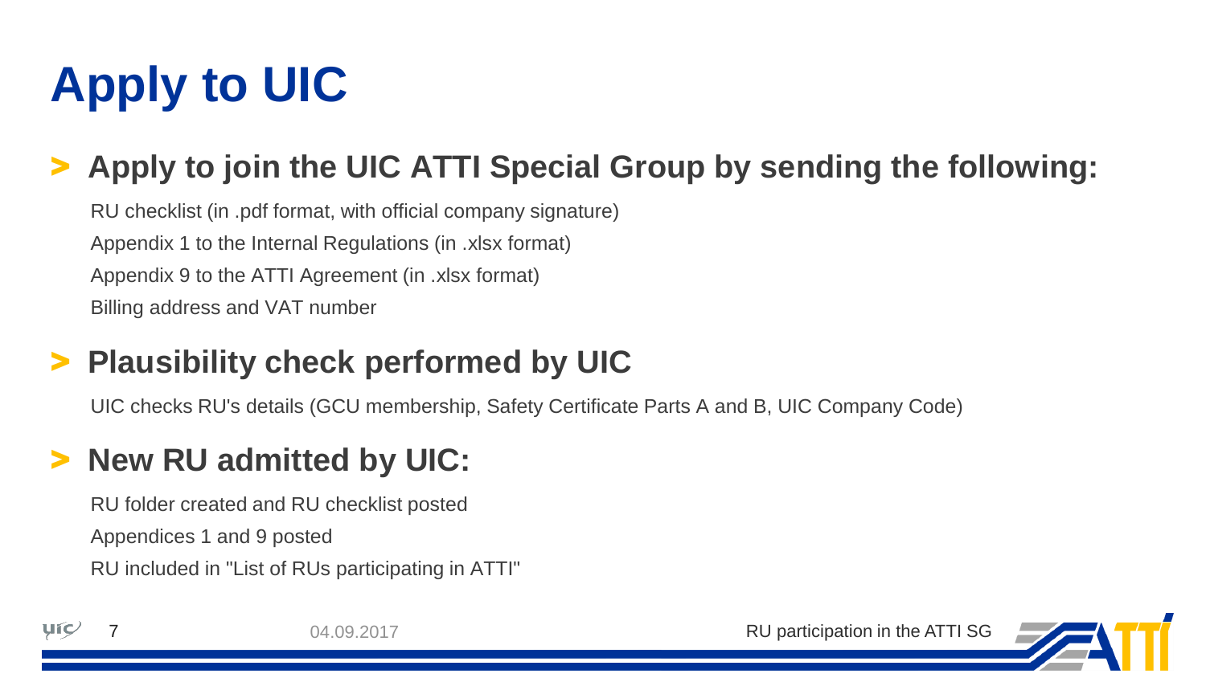# Apply to UIC

## > Apply to join the UIC ATTI Special Group by sending the following:

RU checklist (in .pdf format, with official company signature)

Appendix 1 to the Internal Regulations (in .xlsx format)

Appendix 9 to the ATTI Agreement (in .xlsx format)

Billing address and VAT number

## > Plausibility check performed by UIC

UIC checks RU's details (GCU membership, Safety Certificate Parts A and B, UIC Company Code)

## > New RU admitted by UIC:

RU folder created and RU checklist posted

Appendices 1 and 9 posted

RU included in "List of RUs participating in ATTI"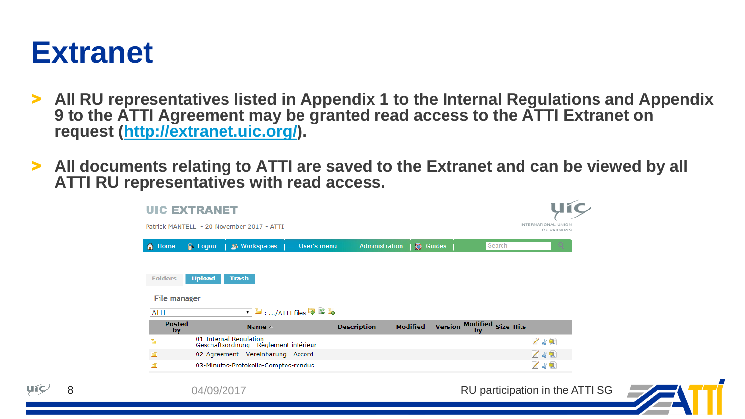# Extranet

- **All RU representatives listed in Appendix 1 to the Internal Regulations and Appendix 9 to the ATTI Agreement may be granted read access to the ATTI Extranet on request (http://extranet.uic.org/).**
- **All documents relating to ATTI are saved to the Extranet and can be viewed by all ATTI RU representatives with read access.**

UIC EXTRANET

Patrick MANTELL - 20 November 2017 - ATTI

INTERNATIONAL UNION OF RAILWAYS

Home | Logout | Workspaces | User's menu | Administration | Guides | Search

Folders | Upload | Trash

File manager

ATTI : .../ATTI files

| Posted by | Name | Description | Modified | Version | Modified by | Size | Hits |
|---|---|---|---|---|---|---|---|
| | 01-Internal Regulation - Geschäftsordnung - Règlement intérieur | | | | | | |
| | 02-Agreement - Vereinbarung - Accord | | | | | | |
| | 03-Minutes-Protokolle-Comptes-rendus | | | | | | |

04/09/2017

RU participation in the ATTI SG